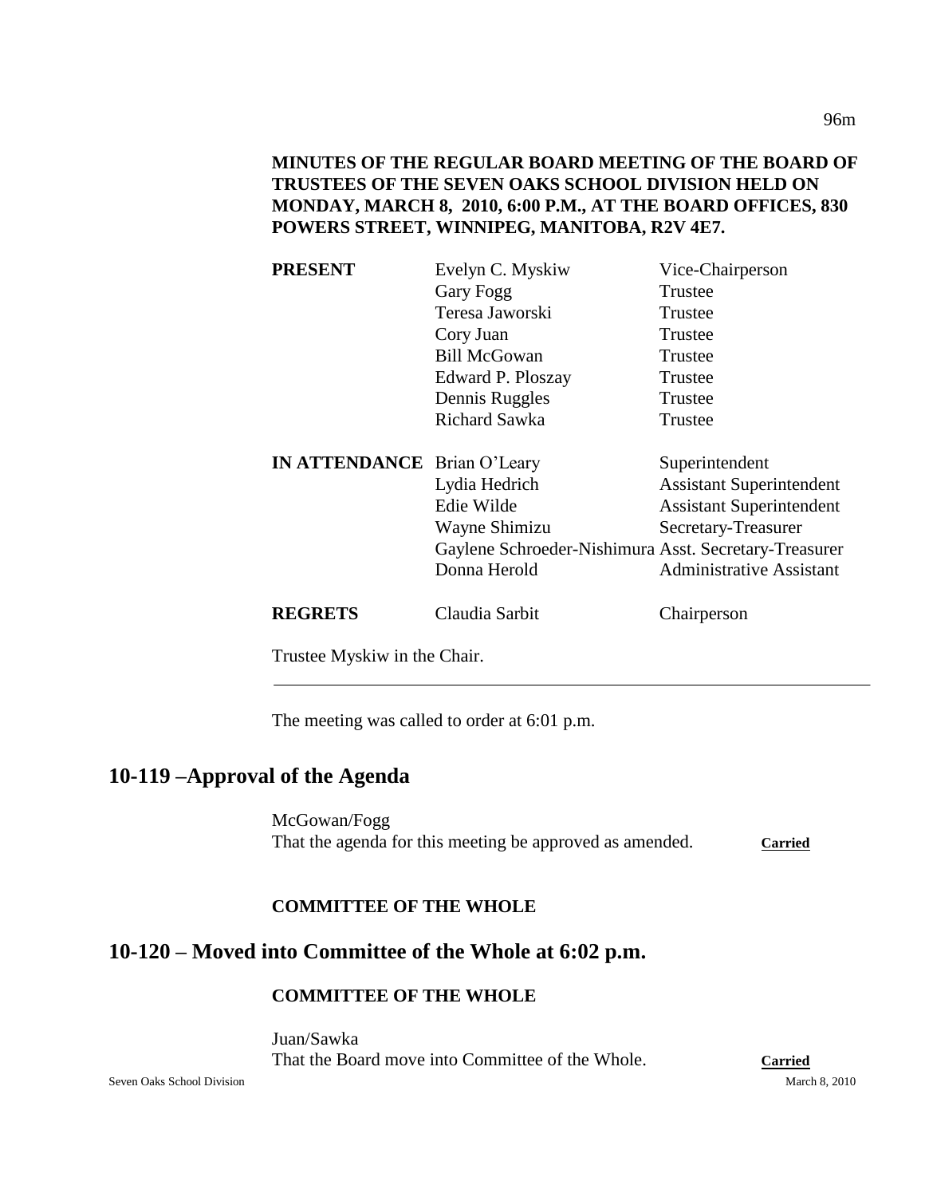**MINUTES OF THE REGULAR BOARD MEETING OF THE BOARD OF TRUSTEES OF THE SEVEN OAKS SCHOOL DIVISION HELD ON MONDAY, MARCH 8, 2010, 6:00 P.M., AT THE BOARD OFFICES, 830 POWERS STREET, WINNIPEG, MANITOBA, R2V 4E7.**

| | | |
|---|---|---|
| **PRESENT** | Evelyn C. Myskiw | Vice-Chairperson |
| | Gary Fogg | Trustee |
| | Teresa Jaworski | Trustee |
| | Cory Juan | Trustee |
| | Bill McGowan | Trustee |
| | Edward P. Ploszay | Trustee |
| | Dennis Ruggles | Trustee |
| | Richard Sawka | Trustee |
| **IN ATTENDANCE** | Brian O'Leary | Superintendent |
| | Lydia Hedrich | Assistant Superintendent |
| | Edie Wilde | Assistant Superintendent |
| | Wayne Shimizu | Secretary-Treasurer |
| | Gaylene Schroeder-Nishimura | Asst. Secretary-Treasurer |
| | Donna Herold | Administrative Assistant |
| **REGRETS** | Claudia Sarbit | Chairperson |

Trustee Myskiw in the Chair.

---

The meeting was called to order at 6:01 p.m.

## 10-119 –Approval of the Agenda

McGowan/Fogg
That the agenda for this meeting be approved as amended. **Carried**

**COMMITTEE OF THE WHOLE**

## 10-120 – Moved into Committee of the Whole at 6:02 p.m.

**COMMITTEE OF THE WHOLE**

Juan/Sawka
That the Board move into Committee of the Whole. **Carried**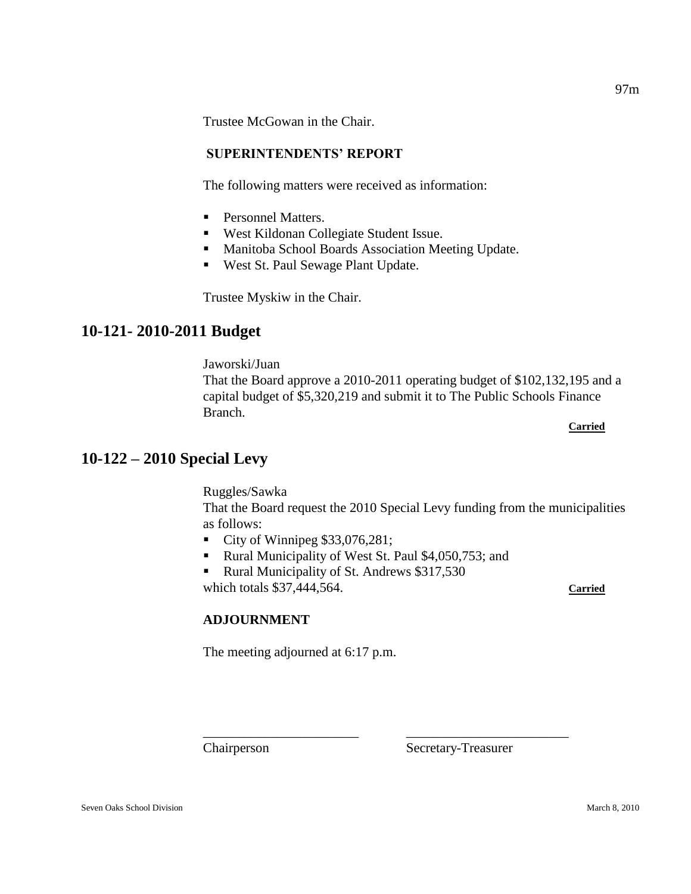Trustee McGowan in the Chair.

**SUPERINTENDENTS' REPORT**

The following matters were received as information:

- Personnel Matters.
- West Kildonan Collegiate Student Issue.
- Manitoba School Boards Association Meeting Update.
- West St. Paul Sewage Plant Update.

Trustee Myskiw in the Chair.

## 10-121- 2010-2011 Budget

Jaworski/Juan
That the Board approve a 2010-2011 operating budget of $102,132,195 and a capital budget of $5,320,219 and submit it to The Public Schools Finance Branch.

**Carried**

## 10-122 – 2010 Special Levy

Ruggles/Sawka
That the Board request the 2010 Special Levy funding from the municipalities as follows:

- City of Winnipeg $33,076,281;
- Rural Municipality of West St. Paul $4,050,753; and
- Rural Municipality of St. Andrews $317,530

which totals $37,444,564.

**Carried**

**ADJOURNMENT**

The meeting adjourned at 6:17 p.m.

________________________ ________________________
Chairperson Secretary-Treasurer